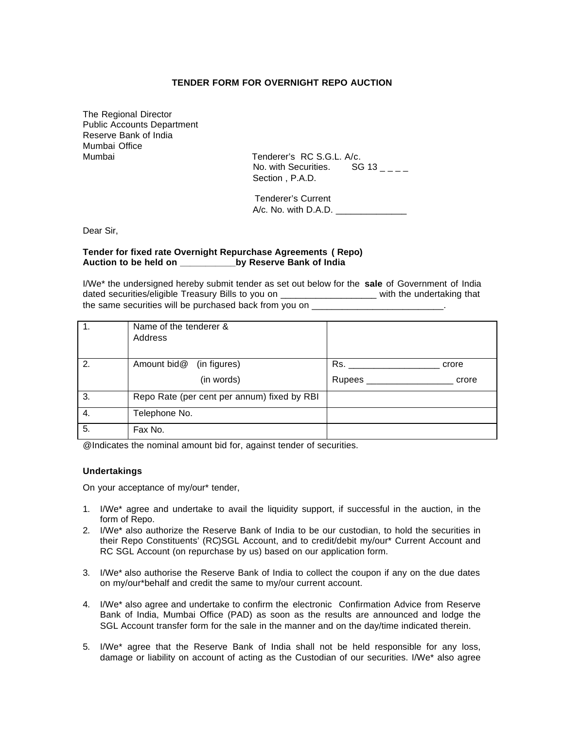**TENDER FORM FOR OVERNIGHT REPO AUCTION**

The Regional Director
Public Accounts Department
Reserve Bank of India
Mumbai Office
Mumbai

Tenderer's RC S.G.L. A/c.
No. with Securities. SG 13 _ _ _ _
Section , P.A.D.

Tenderer's Current
A/c. No. with D.A.D. ______________

Dear Sir,

**Tender for fixed rate Overnight Repurchase Agreements ( Repo)**
**Auction to be held on ___________by Reserve Bank of India**

I/We* the undersigned hereby submit tender as set out below for the **sale** of Government of India dated securities/eligible Treasury Bills to you on ___________________ with the undertaking that the same securities will be purchased back from you on ___________________________.

| 1. | Name of the tenderer & Address | |
|---|---|---|
| 2. | Amount bid@ (in figures)<br>(in words) | Rs. __________________ crore<br>Rupees _________________ crore |
| 3. | Repo Rate (per cent per annum) fixed by RBI | |
| 4. | Telephone No. | |
| 5. | Fax No. | |

@Indicates the nominal amount bid for, against tender of securities.

**Undertakings**

On your acceptance of my/our* tender,

1. I/We* agree and undertake to avail the liquidity support, if successful in the auction, in the form of Repo.
2. I/We* also authorize the Reserve Bank of India to be our custodian, to hold the securities in their Repo Constituents' (RC)SGL Account, and to credit/debit my/our* Current Account and RC SGL Account (on repurchase by us) based on our application form.
3. I/We* also authorise the Reserve Bank of India to collect the coupon if any on the due dates on my/our*behalf and credit the same to my/our current account.
4. I/We* also agree and undertake to confirm the electronic Confirmation Advice from Reserve Bank of India, Mumbai Office (PAD) as soon as the results are announced and lodge the SGL Account transfer form for the sale in the manner and on the day/time indicated therein.
5. I/We* agree that the Reserve Bank of India shall not be held responsible for any loss, damage or liability on account of acting as the Custodian of our securities. I/We* also agree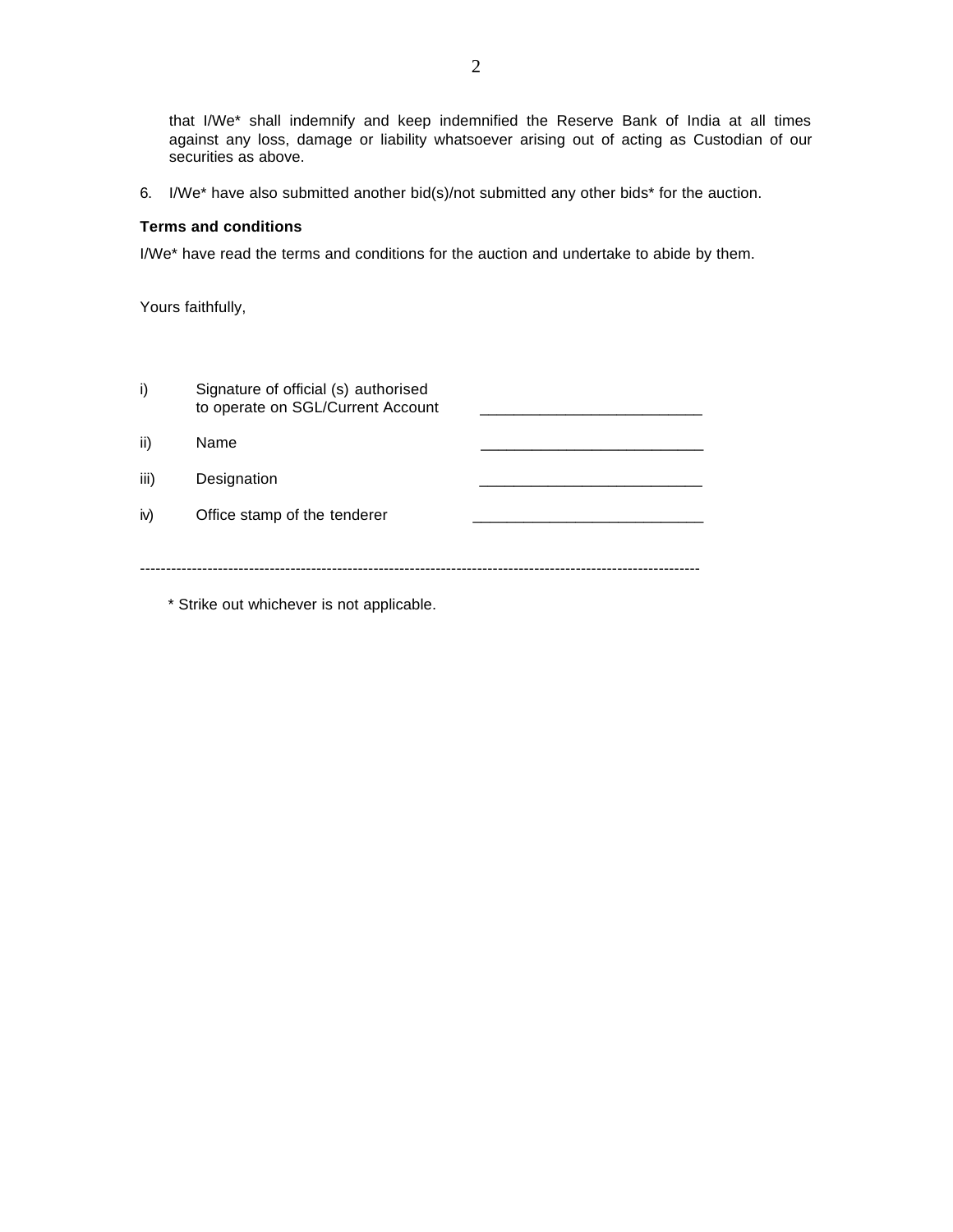that I/We* shall indemnify and keep indemnified the Reserve Bank of India at all times against any loss, damage or liability whatsoever arising out of acting as Custodian of our securities as above.

6. I/We* have also submitted another bid(s)/not submitted any other bids* for the auction.

**Terms and conditions**

I/We* have read the terms and conditions for the auction and undertake to abide by them.

Yours faithfully,

| | | |
|---|---|---|
| i) | Signature of official (s) authorised to operate on SGL/Current Account | ___________________________ |
| ii) | Name | ___________________________ |
| iii) | Designation | ___________________________ |
| iv) | Office stamp of the tenderer | ___________________________ |

---

* Strike out whichever is not applicable.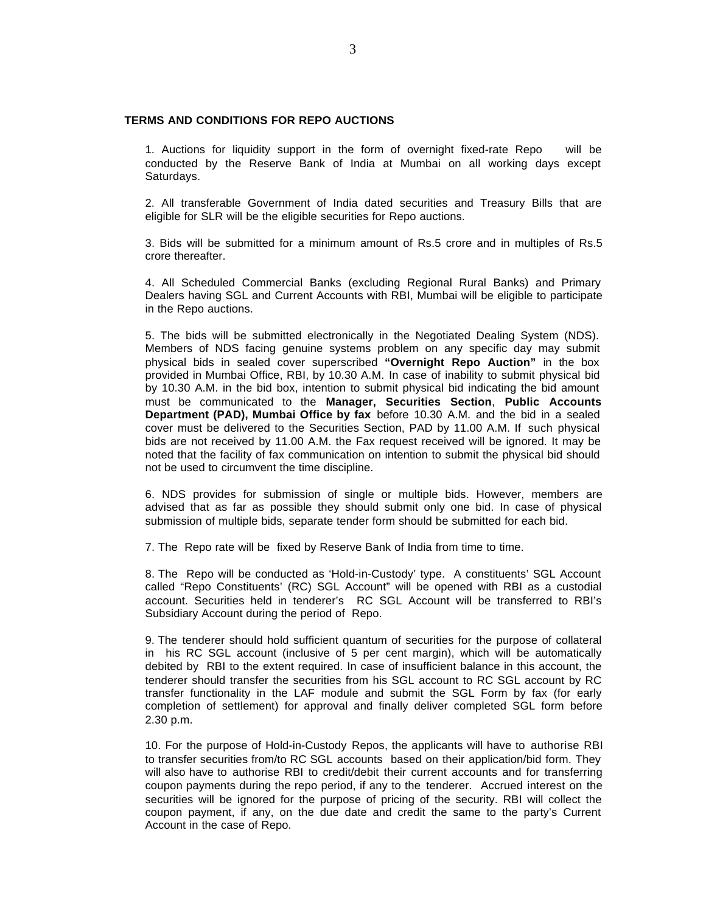**TERMS AND CONDITIONS FOR REPO AUCTIONS**

1. Auctions for liquidity support in the form of overnight fixed-rate Repo will be conducted by the Reserve Bank of India at Mumbai on all working days except Saturdays.

2. All transferable Government of India dated securities and Treasury Bills that are eligible for SLR will be the eligible securities for Repo auctions.

3. Bids will be submitted for a minimum amount of Rs.5 crore and in multiples of Rs.5 crore thereafter.

4. All Scheduled Commercial Banks (excluding Regional Rural Banks) and Primary Dealers having SGL and Current Accounts with RBI, Mumbai will be eligible to participate in the Repo auctions.

5. The bids will be submitted electronically in the Negotiated Dealing System (NDS). Members of NDS facing genuine systems problem on any specific day may submit physical bids in sealed cover superscribed **"Overnight Repo Auction"** in the box provided in Mumbai Office, RBI, by 10.30 A.M. In case of inability to submit physical bid by 10.30 A.M. in the bid box, intention to submit physical bid indicating the bid amount must be communicated to the **Manager, Securities Section**, **Public Accounts Department (PAD), Mumbai Office by fax** before 10.30 A.M. and the bid in a sealed cover must be delivered to the Securities Section, PAD by 11.00 A.M. If such physical bids are not received by 11.00 A.M. the Fax request received will be ignored. It may be noted that the facility of fax communication on intention to submit the physical bid should not be used to circumvent the time discipline.

6. NDS provides for submission of single or multiple bids. However, members are advised that as far as possible they should submit only one bid. In case of physical submission of multiple bids, separate tender form should be submitted for each bid.

7. The Repo rate will be fixed by Reserve Bank of India from time to time.

8. The Repo will be conducted as 'Hold-in-Custody' type. A constituents' SGL Account called "Repo Constituents' (RC) SGL Account" will be opened with RBI as a custodial account. Securities held in tenderer's RC SGL Account will be transferred to RBI's Subsidiary Account during the period of Repo.

9. The tenderer should hold sufficient quantum of securities for the purpose of collateral in his RC SGL account (inclusive of 5 per cent margin), which will be automatically debited by RBI to the extent required. In case of insufficient balance in this account, the tenderer should transfer the securities from his SGL account to RC SGL account by RC transfer functionality in the LAF module and submit the SGL Form by fax (for early completion of settlement) for approval and finally deliver completed SGL form before 2.30 p.m.

10. For the purpose of Hold-in-Custody Repos, the applicants will have to authorise RBI to transfer securities from/to RC SGL accounts based on their application/bid form. They will also have to authorise RBI to credit/debit their current accounts and for transferring coupon payments during the repo period, if any to the tenderer. Accrued interest on the securities will be ignored for the purpose of pricing of the security. RBI will collect the coupon payment, if any, on the due date and credit the same to the party's Current Account in the case of Repo.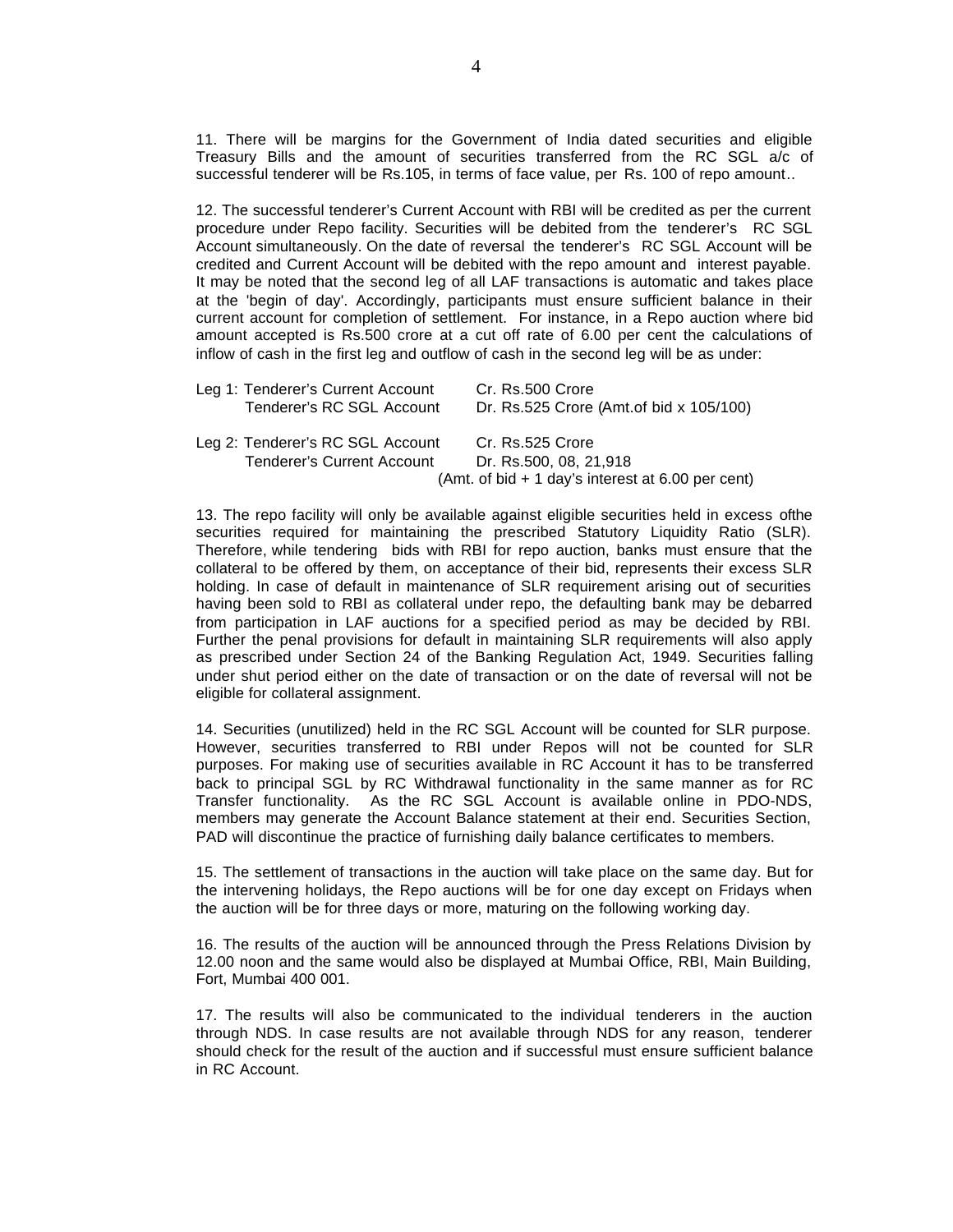11. There will be margins for the Government of India dated securities and eligible Treasury Bills and the amount of securities transferred from the RC SGL a/c of successful tenderer will be Rs.105, in terms of face value, per Rs. 100 of repo amount..

12. The successful tenderer's Current Account with RBI will be credited as per the current procedure under Repo facility. Securities will be debited from the tenderer's RC SGL Account simultaneously. On the date of reversal the tenderer's RC SGL Account will be credited and Current Account will be debited with the repo amount and interest payable. It may be noted that the second leg of all LAF transactions is automatic and takes place at the 'begin of day'. Accordingly, participants must ensure sufficient balance in their current account for completion of settlement. For instance, in a Repo auction where bid amount accepted is Rs.500 crore at a cut off rate of 6.00 per cent the calculations of inflow of cash in the first leg and outflow of cash in the second leg will be as under:

| | | |
|---|---|---|
| Leg 1: | Tenderer's Current Account | Cr. Rs.500 Crore |
| | Tenderer's RC SGL Account | Dr. Rs.525 Crore (Amt.of bid x 105/100) |
| Leg 2: | Tenderer's RC SGL Account | Cr. Rs.525 Crore |
| | Tenderer's Current Account | Dr. Rs.500, 08, 21,918 (Amt. of bid + 1 day's interest at 6.00 per cent) |

13. The repo facility will only be available against eligible securities held in excess ofthe securities required for maintaining the prescribed Statutory Liquidity Ratio (SLR). Therefore, while tendering bids with RBI for repo auction, banks must ensure that the collateral to be offered by them, on acceptance of their bid, represents their excess SLR holding. In case of default in maintenance of SLR requirement arising out of securities having been sold to RBI as collateral under repo, the defaulting bank may be debarred from participation in LAF auctions for a specified period as may be decided by RBI. Further the penal provisions for default in maintaining SLR requirements will also apply as prescribed under Section 24 of the Banking Regulation Act, 1949. Securities falling under shut period either on the date of transaction or on the date of reversal will not be eligible for collateral assignment.

14. Securities (unutilized) held in the RC SGL Account will be counted for SLR purpose. However, securities transferred to RBI under Repos will not be counted for SLR purposes. For making use of securities available in RC Account it has to be transferred back to principal SGL by RC Withdrawal functionality in the same manner as for RC Transfer functionality. As the RC SGL Account is available online in PDO-NDS, members may generate the Account Balance statement at their end. Securities Section, PAD will discontinue the practice of furnishing daily balance certificates to members.

15. The settlement of transactions in the auction will take place on the same day. But for the intervening holidays, the Repo auctions will be for one day except on Fridays when the auction will be for three days or more, maturing on the following working day.

16. The results of the auction will be announced through the Press Relations Division by 12.00 noon and the same would also be displayed at Mumbai Office, RBI, Main Building, Fort, Mumbai 400 001.

17. The results will also be communicated to the individual tenderers in the auction through NDS. In case results are not available through NDS for any reason, tenderer should check for the result of the auction and if successful must ensure sufficient balance in RC Account.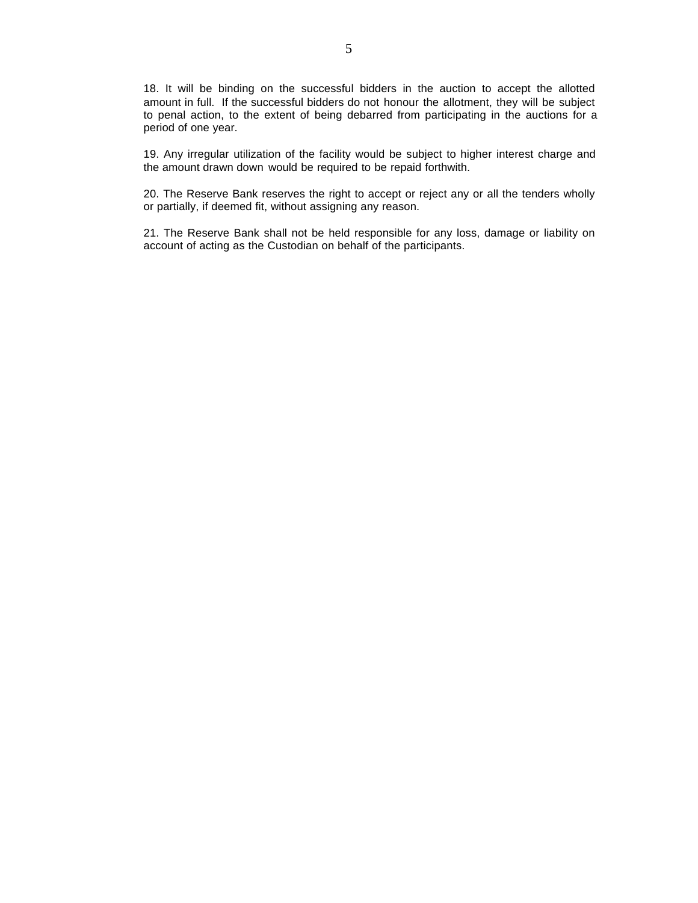18. It will be binding on the successful bidders in the auction to accept the allotted amount in full. If the successful bidders do not honour the allotment, they will be subject to penal action, to the extent of being debarred from participating in the auctions for a period of one year.

19. Any irregular utilization of the facility would be subject to higher interest charge and the amount drawn down would be required to be repaid forthwith.

20. The Reserve Bank reserves the right to accept or reject any or all the tenders wholly or partially, if deemed fit, without assigning any reason.

21. The Reserve Bank shall not be held responsible for any loss, damage or liability on account of acting as the Custodian on behalf of the participants.